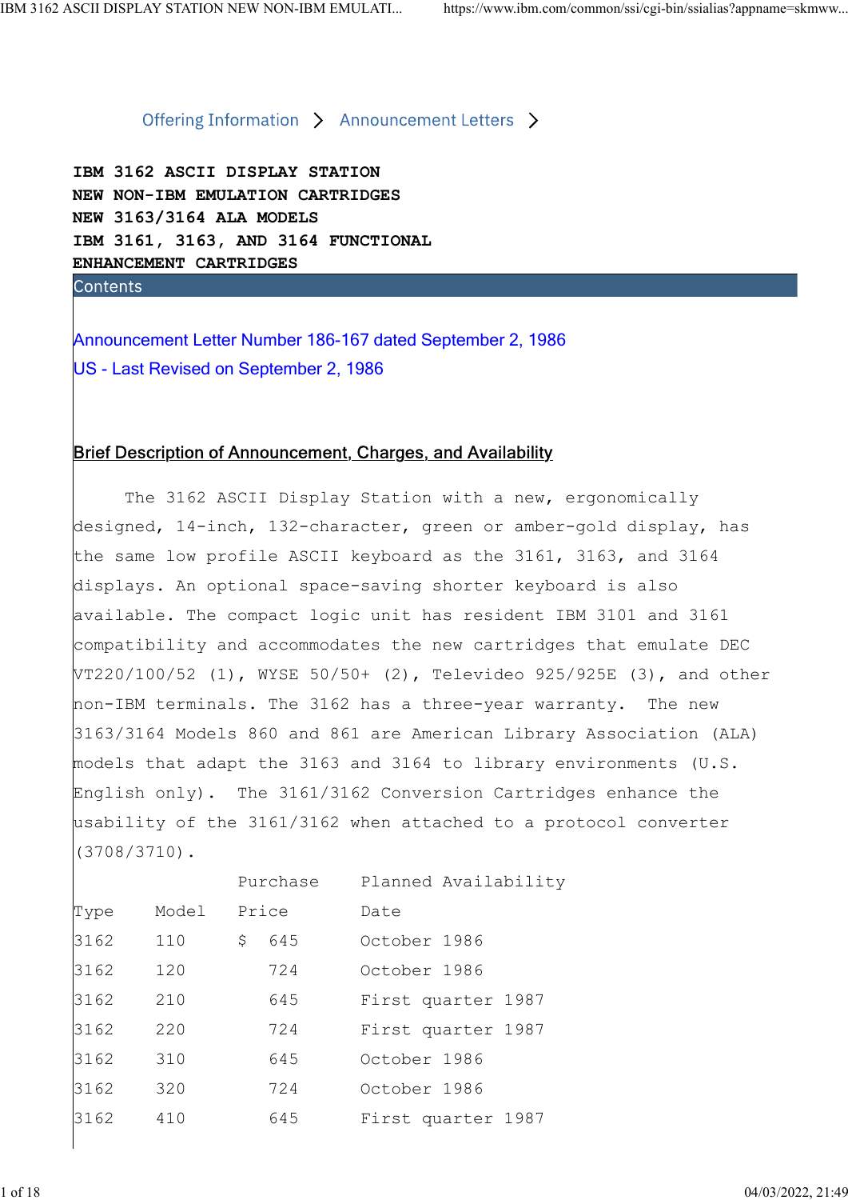Offering Information > Announcement Letters >

# IBM 3162 ASCII DISPLAY STATION NEW NON-IBM EMULATION CARTRIDGES NEW 3163/3164 ALA MODELS IBM 3161, 3163, AND 3164 FUNCTIONAL ENHANCEMENT CARTRIDGES

## Contents

Announcement Letter Number 186-167 dated September 2, 1986

US - Last Revised on September 2, 1986

## Brief Description of Announcement, Charges, and Availability

The 3162 ASCII Display Station with a new, ergonomically designed, 14-inch, 132-character, green or amber-gold display, has the same low profile ASCII keyboard as the 3161, 3163, and 3164 displays. An optional space-saving shorter keyboard is also available. The compact logic unit has resident IBM 3101 and 3161 compatibility and accommodates the new cartridges that emulate DEC VT220/100/52 (1), WYSE 50/50+ (2), Televideo 925/925E (3), and other non-IBM terminals. The 3162 has a three-year warranty. The new 3163/3164 Models 860 and 861 are American Library Association (ALA) models that adapt the 3163 and 3164 to library environments (U.S. English only). The 3161/3162 Conversion Cartridges enhance the usability of the 3161/3162 when attached to a protocol converter (3708/3710).

| Type | Model | Purchase Price | Planned Availability Date |
|---|---|---|---|
| 3162 | 110 | $ 645 | October 1986 |
| 3162 | 120 | 724 | October 1986 |
| 3162 | 210 | 645 | First quarter 1987 |
| 3162 | 220 | 724 | First quarter 1987 |
| 3162 | 310 | 645 | October 1986 |
| 3162 | 320 | 724 | October 1986 |
| 3162 | 410 | 645 | First quarter 1987 |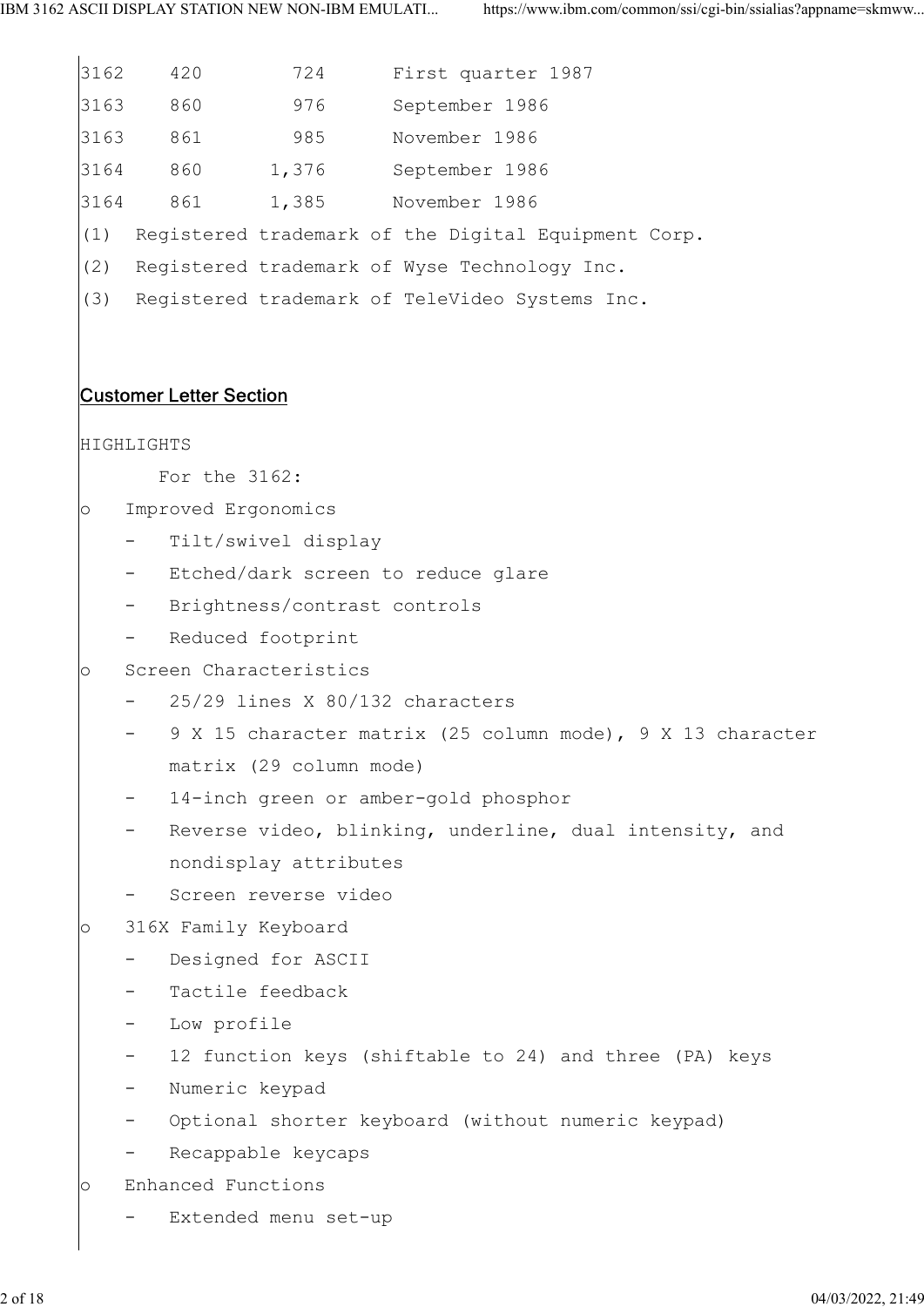| | | | |
|---|---|---|---|
| 3162 | 420 | 724 | First quarter 1987 |
| 3163 | 860 | 976 | September 1986 |
| 3163 | 861 | 985 | November 1986 |
| 3164 | 860 | 1,376 | September 1986 |
| 3164 | 861 | 1,385 | November 1986 |

(1) Registered trademark of the Digital Equipment Corp.

(2) Registered trademark of Wyse Technology Inc.

(3) Registered trademark of TeleVideo Systems Inc.

## Customer Letter Section

HIGHLIGHTS

For the 3162:

- o Improved Ergonomics
  - Tilt/swivel display
  - Etched/dark screen to reduce glare
  - Brightness/contrast controls
  - Reduced footprint
- o Screen Characteristics
  - 25/29 lines X 80/132 characters
  - 9 X 15 character matrix (25 column mode), 9 X 13 character matrix (29 column mode)
  - 14-inch green or amber-gold phosphor
  - Reverse video, blinking, underline, dual intensity, and nondisplay attributes
  - Screen reverse video
- o 316X Family Keyboard
  - Designed for ASCII
  - Tactile feedback
  - Low profile
  - 12 function keys (shiftable to 24) and three (PA) keys
  - Numeric keypad
  - Optional shorter keyboard (without numeric keypad)
  - Recappable keycaps
- o Enhanced Functions
  - Extended menu set-up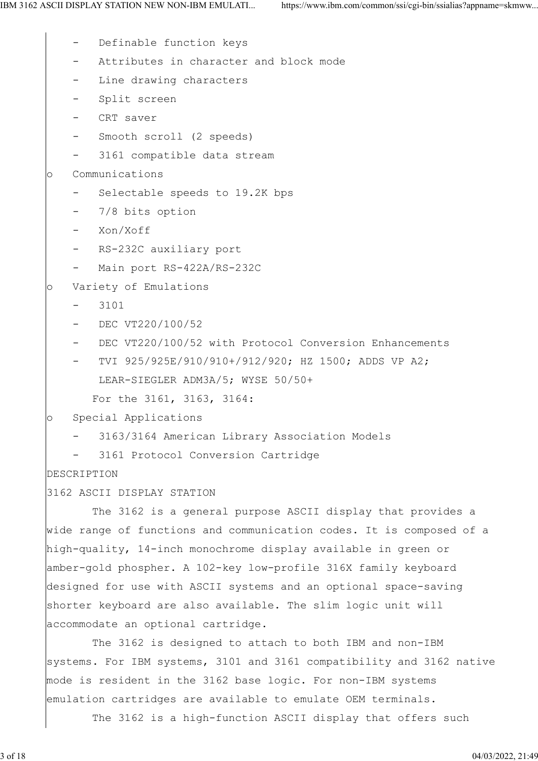- Definable function keys
- Attributes in character and block mode
- Line drawing characters
- Split screen
- CRT saver
- Smooth scroll (2 speeds)
- 3161 compatible data stream

o Communications

- Selectable speeds to 19.2K bps
- 7/8 bits option
- Xon/Xoff
- RS-232C auxiliary port
- Main port RS-422A/RS-232C

o Variety of Emulations

- 3101
- DEC VT220/100/52
- DEC VT220/100/52 with Protocol Conversion Enhancements
- TVI 925/925E/910/910+/912/920; HZ 1500; ADDS VP A2; LEAR-SIEGLER ADM3A/5; WYSE 50/50+

For the 3161, 3163, 3164:

o Special Applications

- 3163/3164 American Library Association Models
- 3161 Protocol Conversion Cartridge

DESCRIPTION

3162 ASCII DISPLAY STATION

The 3162 is a general purpose ASCII display that provides a wide range of functions and communication codes. It is composed of a high-quality, 14-inch monochrome display available in green or amber-gold phospher. A 102-key low-profile 316X family keyboard designed for use with ASCII systems and an optional space-saving shorter keyboard are also available. The slim logic unit will accommodate an optional cartridge.

The 3162 is designed to attach to both IBM and non-IBM systems. For IBM systems, 3101 and 3161 compatibility and 3162 native mode is resident in the 3162 base logic. For non-IBM systems emulation cartridges are available to emulate OEM terminals.

The 3162 is a high-function ASCII display that offers such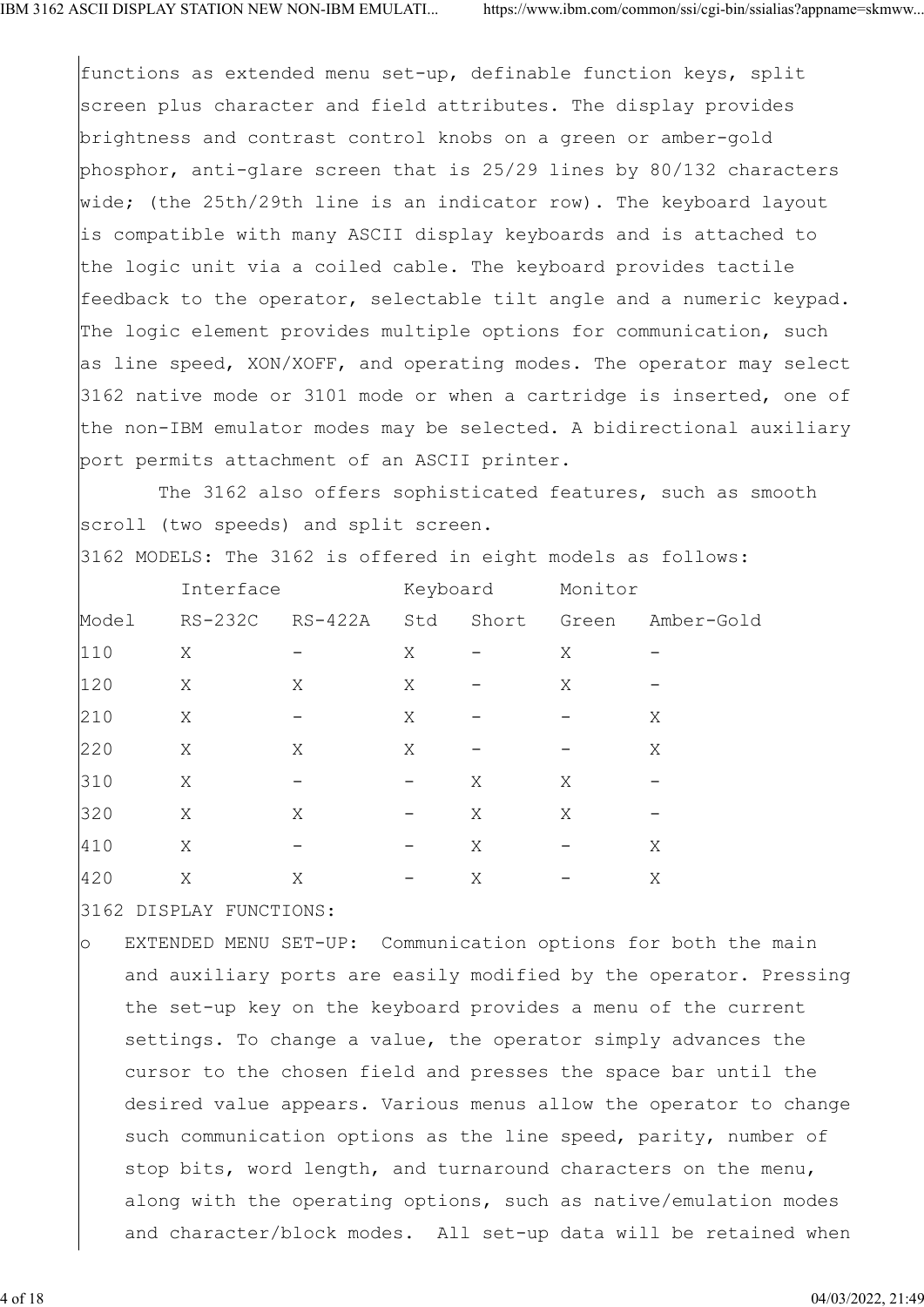functions as extended menu set-up, definable function keys, split screen plus character and field attributes. The display provides brightness and contrast control knobs on a green or amber-gold phosphor, anti-glare screen that is 25/29 lines by 80/132 characters wide; (the 25th/29th line is an indicator row). The keyboard layout is compatible with many ASCII display keyboards and is attached to the logic unit via a coiled cable. The keyboard provides tactile feedback to the operator, selectable tilt angle and a numeric keypad. The logic element provides multiple options for communication, such as line speed, XON/XOFF, and operating modes. The operator may select 3162 native mode or 3101 mode or when a cartridge is inserted, one of the non-IBM emulator modes may be selected. A bidirectional auxiliary port permits attachment of an ASCII printer.

The 3162 also offers sophisticated features, such as smooth scroll (two speeds) and split screen.

3162 MODELS: The 3162 is offered in eight models as follows:

| | Interface | | Keyboard | | Monitor | |
|---|---|---|---|---|---|---|
| Model | RS-232C | RS-422A | Std | Short | Green | Amber-Gold |
| 110 | X | - | X | - | X | - |
| 120 | X | X | X | - | X | - |
| 210 | X | - | X | - | - | X |
| 220 | X | X | X | - | - | X |
| 310 | X | - | - | X | X | - |
| 320 | X | X | - | X | X | - |
| 410 | X | - | - | X | - | X |
| 420 | X | X | - | X | - | X |

3162 DISPLAY FUNCTIONS:

- EXTENDED MENU SET-UP: Communication options for both the main and auxiliary ports are easily modified by the operator. Pressing the set-up key on the keyboard provides a menu of the current settings. To change a value, the operator simply advances the cursor to the chosen field and presses the space bar until the desired value appears. Various menus allow the operator to change such communication options as the line speed, parity, number of stop bits, word length, and turnaround characters on the menu, along with the operating options, such as native/emulation modes and character/block modes. All set-up data will be retained when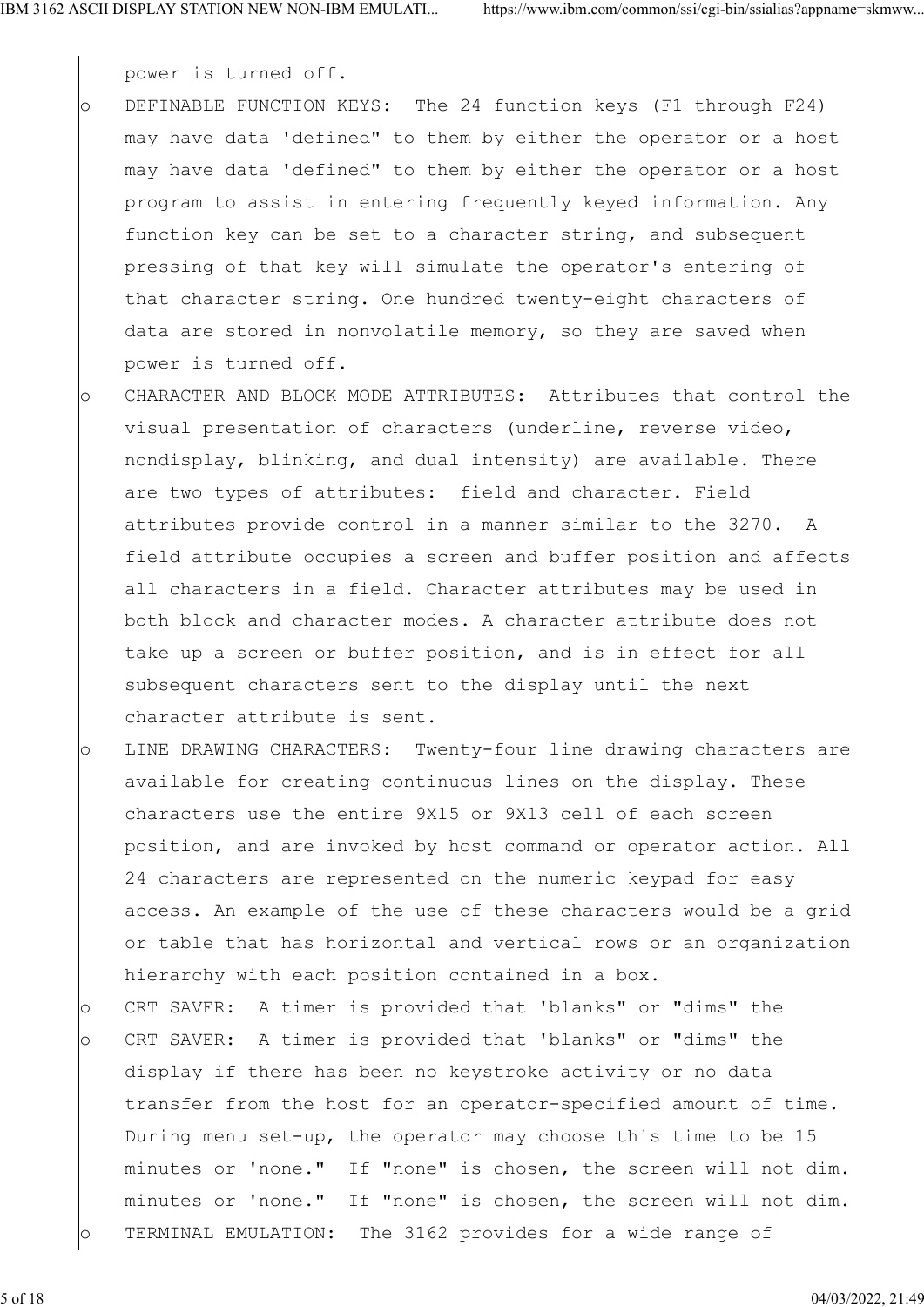power is turned off.

- DEFINABLE FUNCTION KEYS: The 24 function keys (F1 through F24) may have data 'defined" to them by either the operator or a host may have data 'defined" to them by either the operator or a host program to assist in entering frequently keyed information. Any function key can be set to a character string, and subsequent pressing of that key will simulate the operator's entering of that character string. One hundred twenty-eight characters of data are stored in nonvolatile memory, so they are saved when power is turned off.
- CHARACTER AND BLOCK MODE ATTRIBUTES: Attributes that control the visual presentation of characters (underline, reverse video, nondisplay, blinking, and dual intensity) are available. There are two types of attributes: field and character. Field attributes provide control in a manner similar to the 3270. A field attribute occupies a screen and buffer position and affects all characters in a field. Character attributes may be used in both block and character modes. A character attribute does not take up a screen or buffer position, and is in effect for all subsequent characters sent to the display until the next character attribute is sent.
- LINE DRAWING CHARACTERS: Twenty-four line drawing characters are available for creating continuous lines on the display. These characters use the entire 9X15 or 9X13 cell of each screen position, and are invoked by host command or operator action. All 24 characters are represented on the numeric keypad for easy access. An example of the use of these characters would be a grid or table that has horizontal and vertical rows or an organization hierarchy with each position contained in a box.
- CRT SAVER: A timer is provided that 'blanks" or "dims" the
- CRT SAVER: A timer is provided that 'blanks" or "dims" the display if there has been no keystroke activity or no data transfer from the host for an operator-specified amount of time. During menu set-up, the operator may choose this time to be 15 minutes or 'none." If "none" is chosen, the screen will not dim. minutes or 'none." If "none" is chosen, the screen will not dim.
- TERMINAL EMULATION: The 3162 provides for a wide range of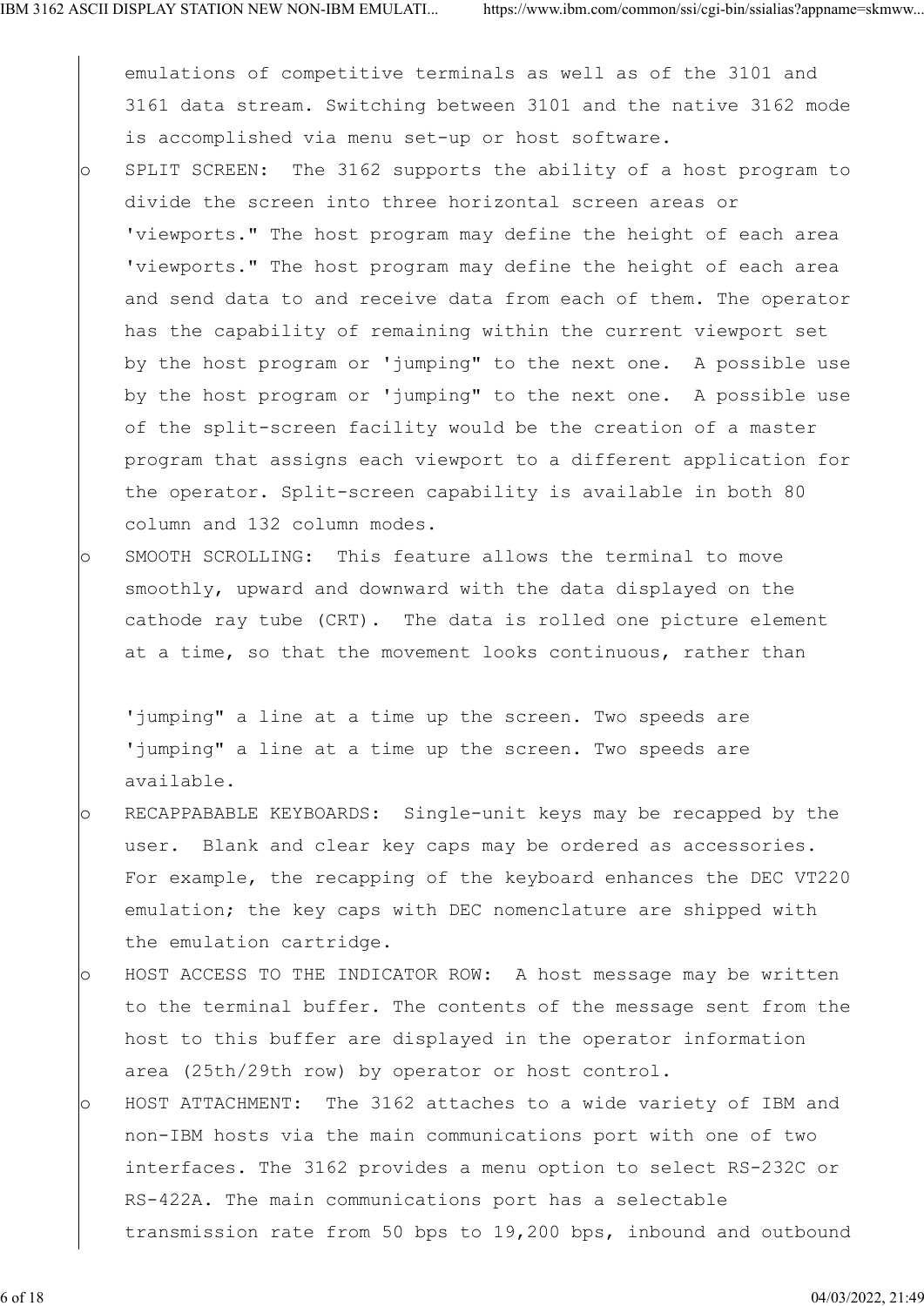emulations of competitive terminals as well as of the 3101 and 3161 data stream. Switching between 3101 and the native 3162 mode is accomplished via menu set-up or host software.

- SPLIT SCREEN: The 3162 supports the ability of a host program to divide the screen into three horizontal screen areas or 'viewports." The host program may define the height of each area 'viewports." The host program may define the height of each area and send data to and receive data from each of them. The operator has the capability of remaining within the current viewport set by the host program or 'jumping" to the next one. A possible use by the host program or 'jumping" to the next one. A possible use of the split-screen facility would be the creation of a master program that assigns each viewport to a different application for the operator. Split-screen capability is available in both 80 column and 132 column modes.
- SMOOTH SCROLLING: This feature allows the terminal to move smoothly, upward and downward with the data displayed on the cathode ray tube (CRT). The data is rolled one picture element at a time, so that the movement looks continuous, rather than

  'jumping" a line at a time up the screen. Two speeds are 'jumping" a line at a time up the screen. Two speeds are available.
- RECAPPABABLE KEYBOARDS: Single-unit keys may be recapped by the user. Blank and clear key caps may be ordered as accessories. For example, the recapping of the keyboard enhances the DEC VT220 emulation; the key caps with DEC nomenclature are shipped with the emulation cartridge.
- HOST ACCESS TO THE INDICATOR ROW: A host message may be written to the terminal buffer. The contents of the message sent from the host to this buffer are displayed in the operator information area (25th/29th row) by operator or host control.
- HOST ATTACHMENT: The 3162 attaches to a wide variety of IBM and non-IBM hosts via the main communications port with one of two interfaces. The 3162 provides a menu option to select RS-232C or RS-422A. The main communications port has a selectable transmission rate from 50 bps to 19,200 bps, inbound and outbound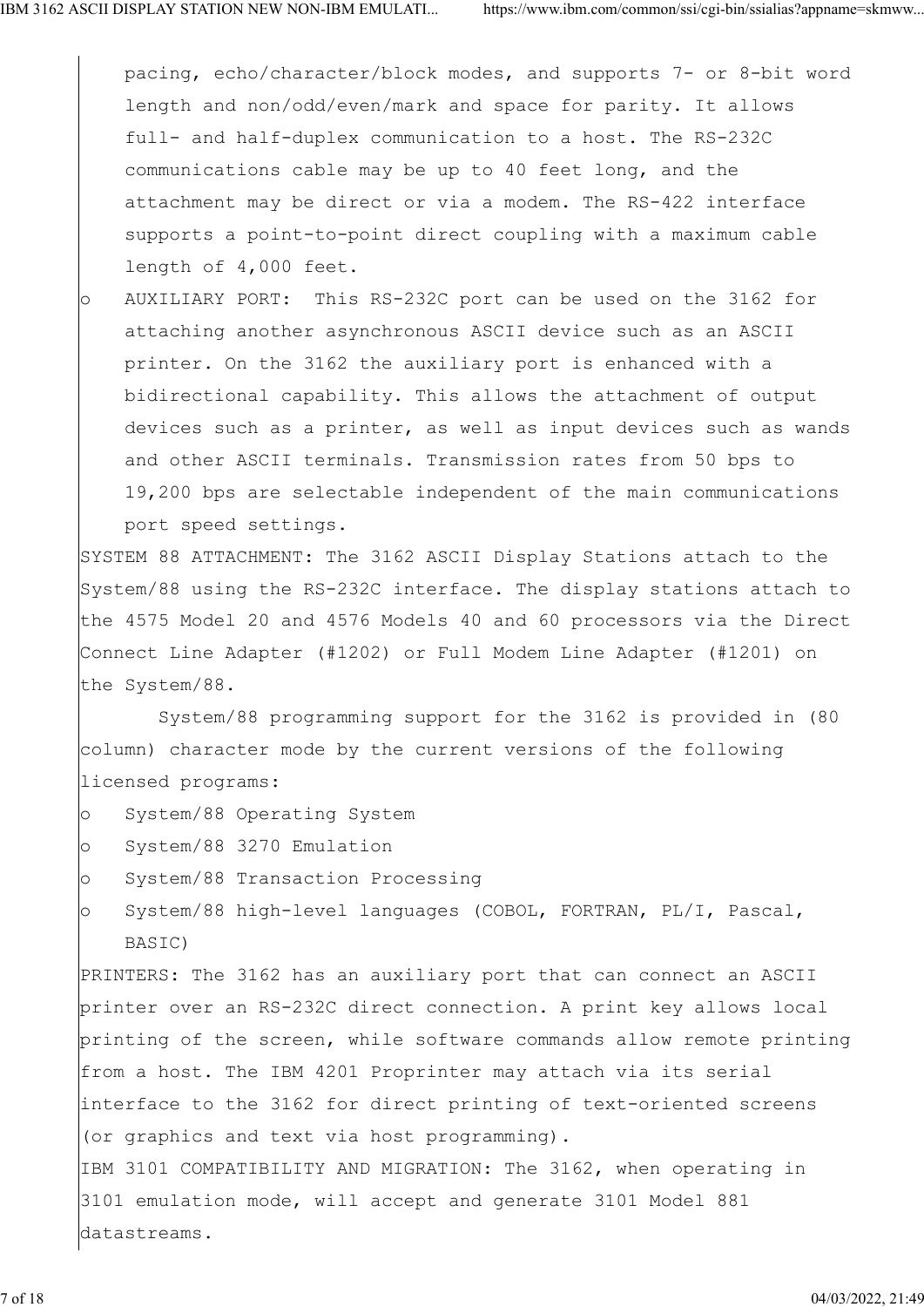pacing, echo/character/block modes, and supports 7- or 8-bit word length and non/odd/even/mark and space for parity. It allows full- and half-duplex communication to a host. The RS-232C communications cable may be up to 40 feet long, and the attachment may be direct or via a modem. The RS-422 interface supports a point-to-point direct coupling with a maximum cable length of 4,000 feet.

- AUXILIARY PORT: This RS-232C port can be used on the 3162 for attaching another asynchronous ASCII device such as an ASCII printer. On the 3162 the auxiliary port is enhanced with a bidirectional capability. This allows the attachment of output devices such as a printer, as well as input devices such as wands and other ASCII terminals. Transmission rates from 50 bps to 19,200 bps are selectable independent of the main communications port speed settings.

SYSTEM 88 ATTACHMENT: The 3162 ASCII Display Stations attach to the System/88 using the RS-232C interface. The display stations attach to the 4575 Model 20 and 4576 Models 40 and 60 processors via the Direct Connect Line Adapter (#1202) or Full Modem Line Adapter (#1201) on the System/88.

System/88 programming support for the 3162 is provided in (80 column) character mode by the current versions of the following licensed programs:

- System/88 Operating System
- System/88 3270 Emulation
- System/88 Transaction Processing
- System/88 high-level languages (COBOL, FORTRAN, PL/I, Pascal, BASIC)

PRINTERS: The 3162 has an auxiliary port that can connect an ASCII printer over an RS-232C direct connection. A print key allows local printing of the screen, while software commands allow remote printing from a host. The IBM 4201 Proprinter may attach via its serial interface to the 3162 for direct printing of text-oriented screens (or graphics and text via host programming).

IBM 3101 COMPATIBILITY AND MIGRATION: The 3162, when operating in 3101 emulation mode, will accept and generate 3101 Model 881 datastreams.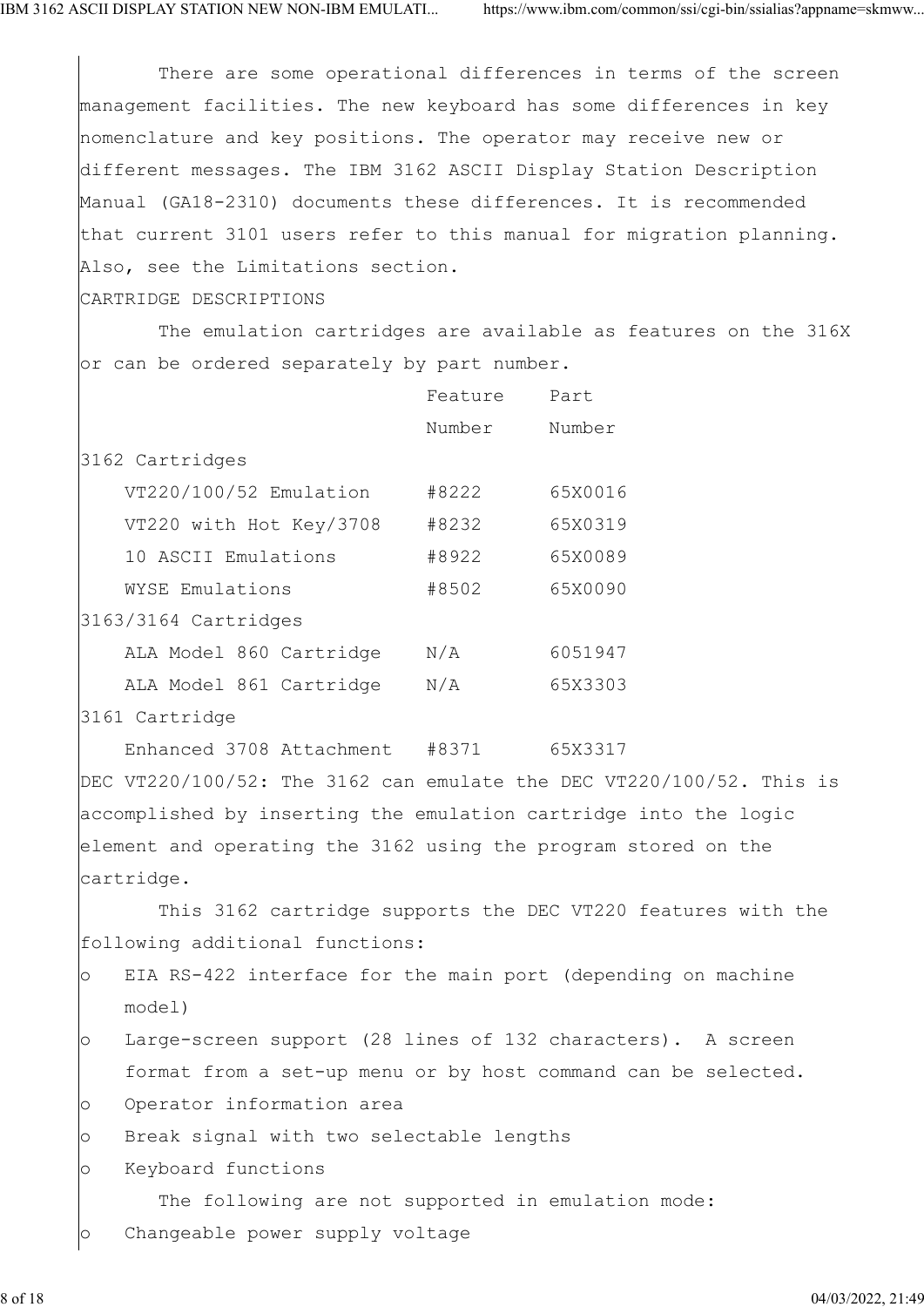There are some operational differences in terms of the screen management facilities. The new keyboard has some differences in key nomenclature and key positions. The operator may receive new or different messages. The IBM 3162 ASCII Display Station Description Manual (GA18-2310) documents these differences. It is recommended that current 3101 users refer to this manual for migration planning. Also, see the Limitations section.

## CARTRIDGE DESCRIPTIONS

The emulation cartridges are available as features on the 316X or can be ordered separately by part number.

| | Feature Number | Part Number |
|---|---|---|
| **3162 Cartridges** | | |
| VT220/100/52 Emulation | #8222 | 65X0016 |
| VT220 with Hot Key/3708 | #8232 | 65X0319 |
| 10 ASCII Emulations | #8922 | 65X0089 |
| WYSE Emulations | #8502 | 65X0090 |
| **3163/3164 Cartridges** | | |
| ALA Model 860 Cartridge | N/A | 6051947 |
| ALA Model 861 Cartridge | N/A | 65X3303 |
| **3161 Cartridge** | | |
| Enhanced 3708 Attachment | #8371 | 65X3317 |

DEC VT220/100/52: The 3162 can emulate the DEC VT220/100/52. This is accomplished by inserting the emulation cartridge into the logic element and operating the 3162 using the program stored on the cartridge.

This 3162 cartridge supports the DEC VT220 features with the following additional functions:

- EIA RS-422 interface for the main port (depending on machine model)
- Large-screen support (28 lines of 132 characters). A screen format from a set-up menu or by host command can be selected.
- Operator information area
- Break signal with two selectable lengths
- Keyboard functions

The following are not supported in emulation mode:

- Changeable power supply voltage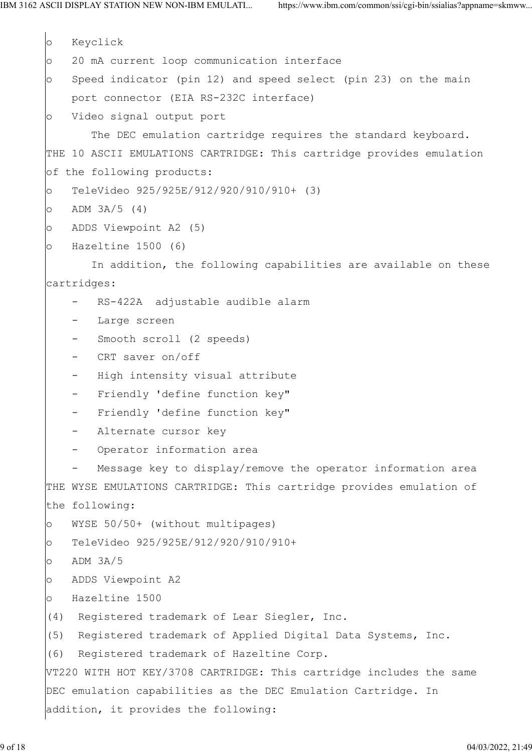- Keyclick
- 20 mA current loop communication interface
- Speed indicator (pin 12) and speed select (pin 23) on the main port connector (EIA RS-232C interface)
- Video signal output port

The DEC emulation cartridge requires the standard keyboard.

THE 10 ASCII EMULATIONS CARTRIDGE: This cartridge provides emulation of the following products:

- TeleVideo 925/925E/912/920/910/910+ (3)
- ADM 3A/5 (4)
- ADDS Viewpoint A2 (5)
- Hazeltine 1500 (6)

In addition, the following capabilities are available on these cartridges:

- RS-422A adjustable audible alarm
- Large screen
- Smooth scroll (2 speeds)
- CRT saver on/off
- High intensity visual attribute
- Friendly 'define function key"
- Friendly 'define function key"
- Alternate cursor key
- Operator information area
- Message key to display/remove the operator information area

THE WYSE EMULATIONS CARTRIDGE: This cartridge provides emulation of the following:

- WYSE 50/50+ (without multipages)
- TeleVideo 925/925E/912/920/910/910+
- ADM 3A/5
- ADDS Viewpoint A2
- Hazeltine 1500

(4) Registered trademark of Lear Siegler, Inc.

(5) Registered trademark of Applied Digital Data Systems, Inc.

(6) Registered trademark of Hazeltine Corp.

VT220 WITH HOT KEY/3708 CARTRIDGE: This cartridge includes the same DEC emulation capabilities as the DEC Emulation Cartridge. In addition, it provides the following: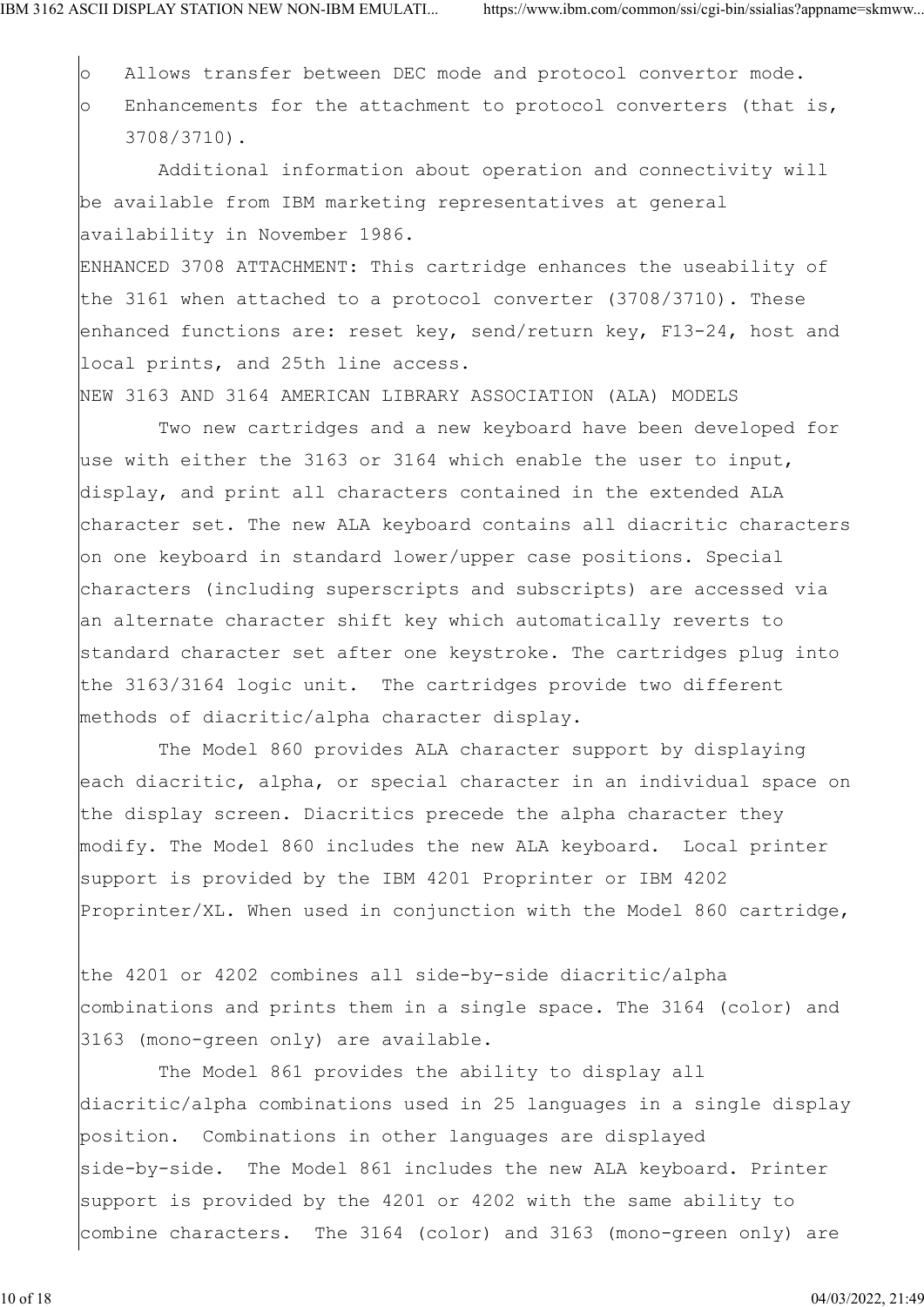- Allows transfer between DEC mode and protocol convertor mode.
- Enhancements for the attachment to protocol converters (that is, 3708/3710).

Additional information about operation and connectivity will be available from IBM marketing representatives at general availability in November 1986.

ENHANCED 3708 ATTACHMENT: This cartridge enhances the useability of the 3161 when attached to a protocol converter (3708/3710). These enhanced functions are: reset key, send/return key, F13-24, host and local prints, and 25th line access.

NEW 3163 AND 3164 AMERICAN LIBRARY ASSOCIATION (ALA) MODELS

Two new cartridges and a new keyboard have been developed for use with either the 3163 or 3164 which enable the user to input, display, and print all characters contained in the extended ALA character set. The new ALA keyboard contains all diacritic characters on one keyboard in standard lower/upper case positions. Special characters (including superscripts and subscripts) are accessed via an alternate character shift key which automatically reverts to standard character set after one keystroke. The cartridges plug into the 3163/3164 logic unit. The cartridges provide two different methods of diacritic/alpha character display.

The Model 860 provides ALA character support by displaying each diacritic, alpha, or special character in an individual space on the display screen. Diacritics precede the alpha character they modify. The Model 860 includes the new ALA keyboard. Local printer support is provided by the IBM 4201 Proprinter or IBM 4202 Proprinter/XL. When used in conjunction with the Model 860 cartridge, the 4201 or 4202 combines all side-by-side diacritic/alpha combinations and prints them in a single space. The 3164 (color) and 3163 (mono-green only) are available.

The Model 861 provides the ability to display all diacritic/alpha combinations used in 25 languages in a single display position. Combinations in other languages are displayed side-by-side. The Model 861 includes the new ALA keyboard. Printer support is provided by the 4201 or 4202 with the same ability to combine characters. The 3164 (color) and 3163 (mono-green only) are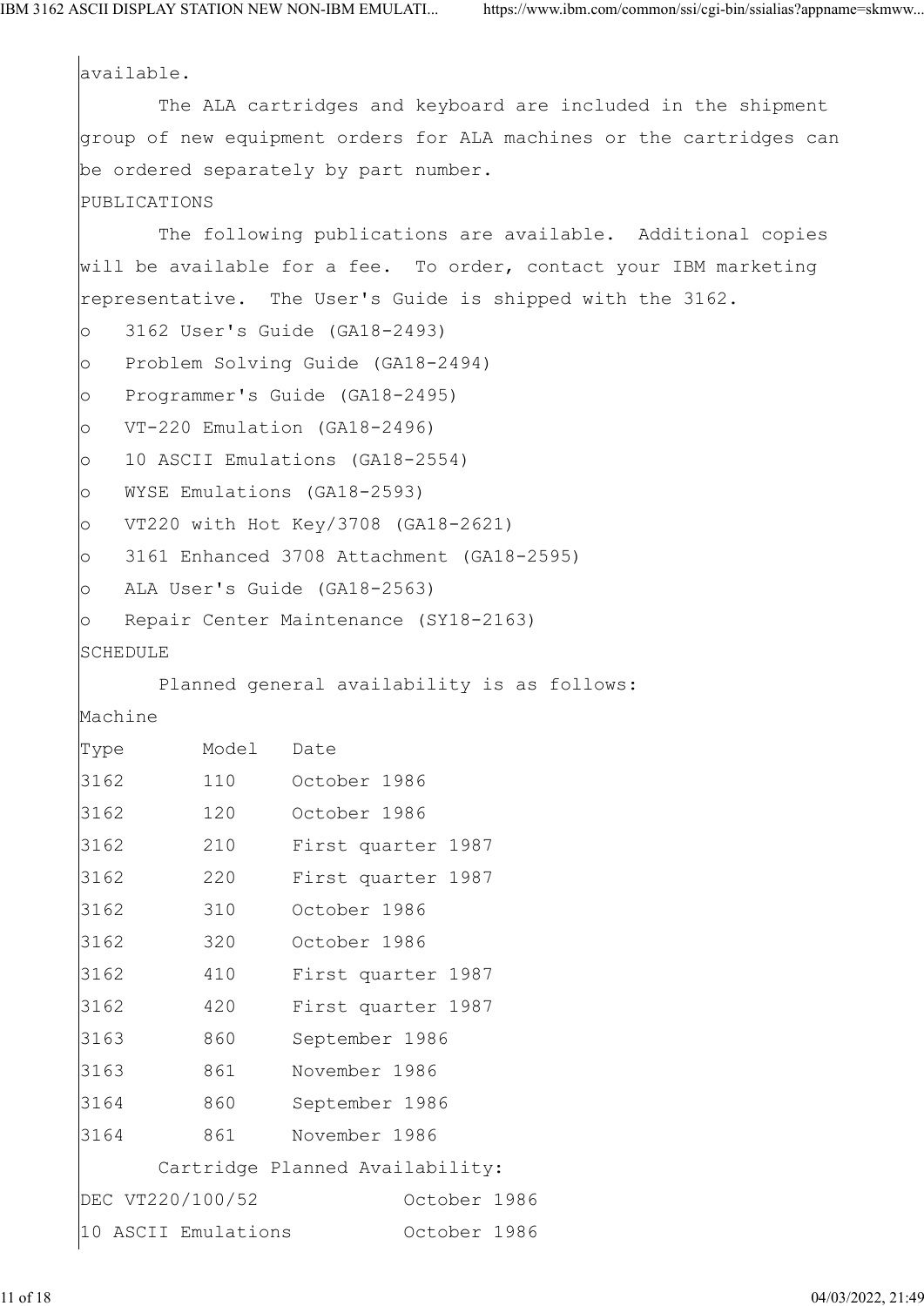available.

The ALA cartridges and keyboard are included in the shipment group of new equipment orders for ALA machines or the cartridges can be ordered separately by part number.

## PUBLICATIONS

The following publications are available. Additional copies will be available for a fee. To order, contact your IBM marketing representative. The User's Guide is shipped with the 3162.

- 3162 User's Guide (GA18-2493)
- Problem Solving Guide (GA18-2494)
- Programmer's Guide (GA18-2495)
- VT-220 Emulation (GA18-2496)
- 10 ASCII Emulations (GA18-2554)
- WYSE Emulations (GA18-2593)
- VT220 with Hot Key/3708 (GA18-2621)
- 3161 Enhanced 3708 Attachment (GA18-2595)
- ALA User's Guide (GA18-2563)
- Repair Center Maintenance (SY18-2163)

## SCHEDULE

Planned general availability is as follows:

| Machine Type | Model | Date |
|---|---|---|
| 3162 | 110 | October 1986 |
| 3162 | 120 | October 1986 |
| 3162 | 210 | First quarter 1987 |
| 3162 | 220 | First quarter 1987 |
| 3162 | 310 | October 1986 |
| 3162 | 320 | October 1986 |
| 3162 | 410 | First quarter 1987 |
| 3162 | 420 | First quarter 1987 |
| 3163 | 860 | September 1986 |
| 3163 | 861 | November 1986 |
| 3164 | 860 | September 1986 |
| 3164 | 861 | November 1986 |

Cartridge Planned Availability:

| | |
|---|---|
| DEC VT220/100/52 | October 1986 |
| 10 ASCII Emulations | October 1986 |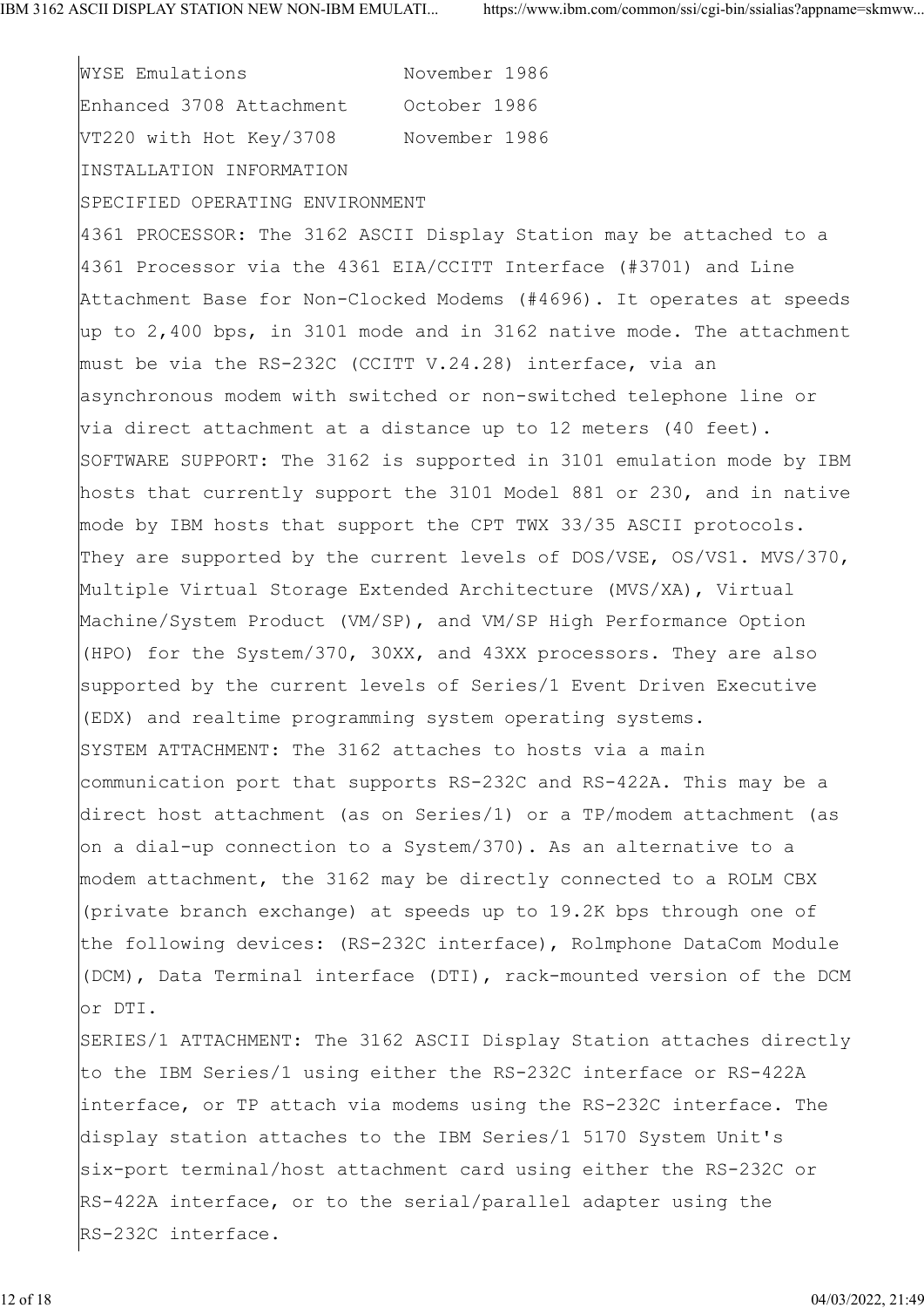| | |
|---|---|
| WYSE Emulations | November 1986 |
| Enhanced 3708 Attachment | October 1986 |
| VT220 with Hot Key/3708 | November 1986 |

INSTALLATION INFORMATION

SPECIFIED OPERATING ENVIRONMENT

4361 PROCESSOR: The 3162 ASCII Display Station may be attached to a 4361 Processor via the 4361 EIA/CCITT Interface (#3701) and Line Attachment Base for Non-Clocked Modems (#4696). It operates at speeds up to 2,400 bps, in 3101 mode and in 3162 native mode. The attachment must be via the RS-232C (CCITT V.24.28) interface, via an asynchronous modem with switched or non-switched telephone line or via direct attachment at a distance up to 12 meters (40 feet).

SOFTWARE SUPPORT: The 3162 is supported in 3101 emulation mode by IBM hosts that currently support the 3101 Model 881 or 230, and in native mode by IBM hosts that support the CPT TWX 33/35 ASCII protocols. They are supported by the current levels of DOS/VSE, OS/VS1. MVS/370, Multiple Virtual Storage Extended Architecture (MVS/XA), Virtual Machine/System Product (VM/SP), and VM/SP High Performance Option (HPO) for the System/370, 30XX, and 43XX processors. They are also supported by the current levels of Series/1 Event Driven Executive (EDX) and realtime programming system operating systems.

SYSTEM ATTACHMENT: The 3162 attaches to hosts via a main communication port that supports RS-232C and RS-422A. This may be a direct host attachment (as on Series/1) or a TP/modem attachment (as on a dial-up connection to a System/370). As an alternative to a modem attachment, the 3162 may be directly connected to a ROLM CBX (private branch exchange) at speeds up to 19.2K bps through one of the following devices: (RS-232C interface), Rolmphone DataCom Module (DCM), Data Terminal interface (DTI), rack-mounted version of the DCM or DTI.

SERIES/1 ATTACHMENT: The 3162 ASCII Display Station attaches directly to the IBM Series/1 using either the RS-232C interface or RS-422A interface, or TP attach via modems using the RS-232C interface. The display station attaches to the IBM Series/1 5170 System Unit's six-port terminal/host attachment card using either the RS-232C or RS-422A interface, or to the serial/parallel adapter using the RS-232C interface.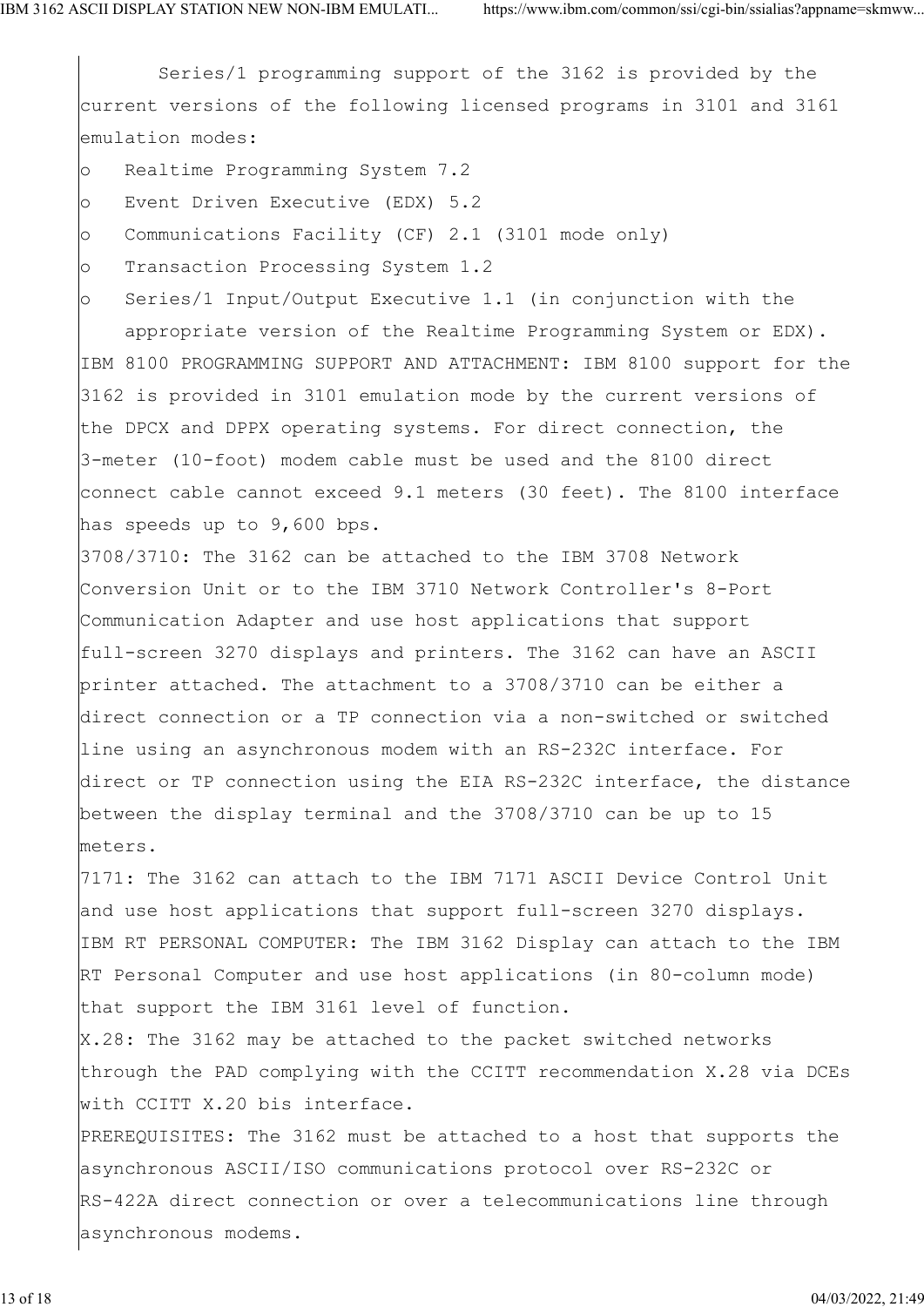Series/1 programming support of the 3162 is provided by the current versions of the following licensed programs in 3101 and 3161 emulation modes:

- Realtime Programming System 7.2
- Event Driven Executive (EDX) 5.2
- Communications Facility (CF) 2.1 (3101 mode only)
- Transaction Processing System 1.2
- Series/1 Input/Output Executive 1.1 (in conjunction with the appropriate version of the Realtime Programming System or EDX).

IBM 8100 PROGRAMMING SUPPORT AND ATTACHMENT: IBM 8100 support for the 3162 is provided in 3101 emulation mode by the current versions of the DPCX and DPPX operating systems. For direct connection, the 3-meter (10-foot) modem cable must be used and the 8100 direct connect cable cannot exceed 9.1 meters (30 feet). The 8100 interface has speeds up to 9,600 bps.

3708/3710: The 3162 can be attached to the IBM 3708 Network Conversion Unit or to the IBM 3710 Network Controller's 8-Port Communication Adapter and use host applications that support full-screen 3270 displays and printers. The 3162 can have an ASCII printer attached. The attachment to a 3708/3710 can be either a direct connection or a TP connection via a non-switched or switched line using an asynchronous modem with an RS-232C interface. For direct or TP connection using the EIA RS-232C interface, the distance between the display terminal and the 3708/3710 can be up to 15 meters.

7171: The 3162 can attach to the IBM 7171 ASCII Device Control Unit and use host applications that support full-screen 3270 displays.

IBM RT PERSONAL COMPUTER: The IBM 3162 Display can attach to the IBM RT Personal Computer and use host applications (in 80-column mode) that support the IBM 3161 level of function.

X.28: The 3162 may be attached to the packet switched networks through the PAD complying with the CCITT recommendation X.28 via DCEs with CCITT X.20 bis interface.

PREREQUISITES: The 3162 must be attached to a host that supports the asynchronous ASCII/ISO communications protocol over RS-232C or RS-422A direct connection or over a telecommunications line through asynchronous modems.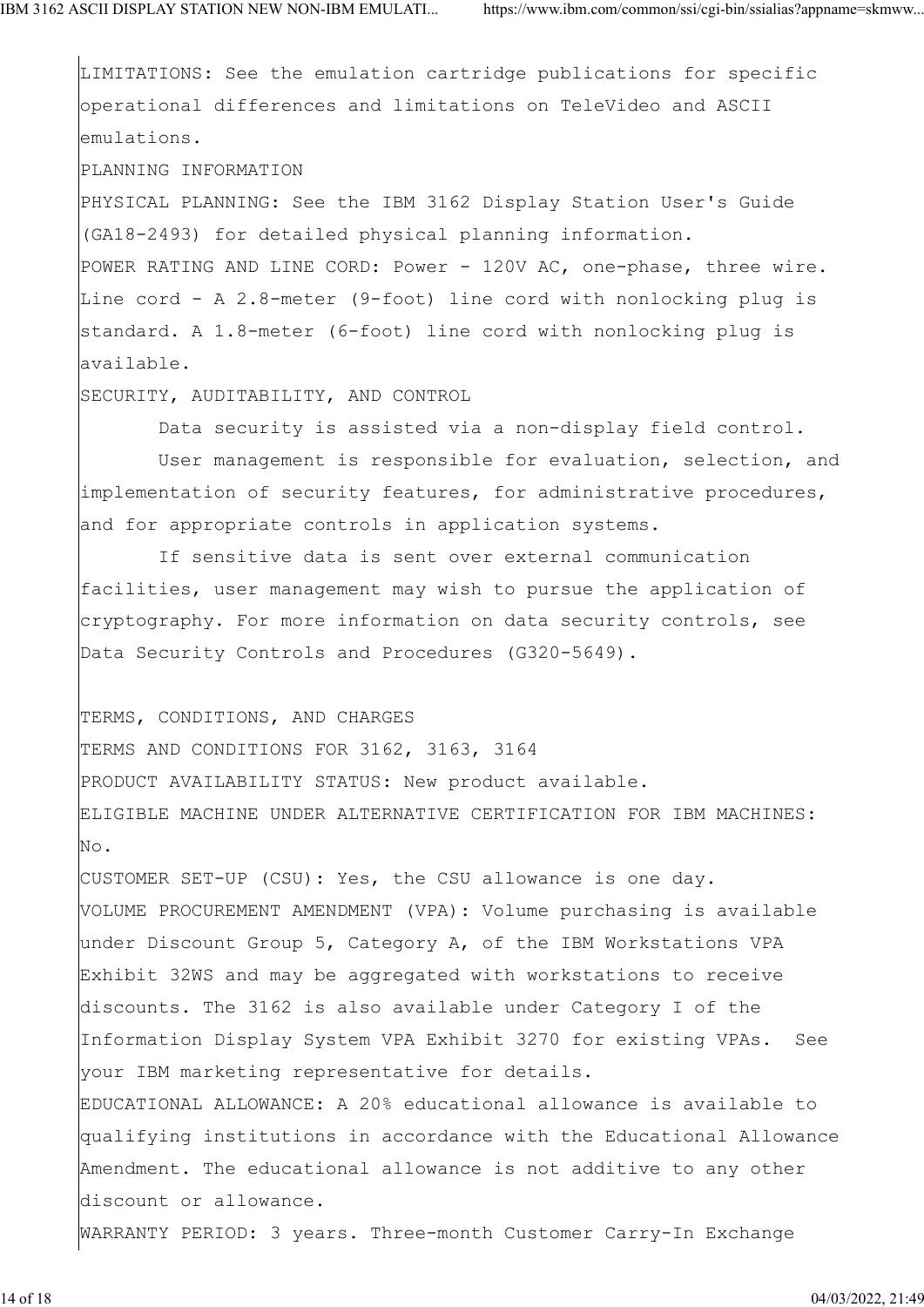LIMITATIONS: See the emulation cartridge publications for specific operational differences and limitations on TeleVideo and ASCII emulations.

PLANNING INFORMATION

PHYSICAL PLANNING: See the IBM 3162 Display Station User's Guide (GA18-2493) for detailed physical planning information.

POWER RATING AND LINE CORD: Power - 120V AC, one-phase, three wire. Line cord - A 2.8-meter (9-foot) line cord with nonlocking plug is standard. A 1.8-meter (6-foot) line cord with nonlocking plug is available.

SECURITY, AUDITABILITY, AND CONTROL

Data security is assisted via a non-display field control.

User management is responsible for evaluation, selection, and implementation of security features, for administrative procedures, and for appropriate controls in application systems.

If sensitive data is sent over external communication facilities, user management may wish to pursue the application of cryptography. For more information on data security controls, see Data Security Controls and Procedures (G320-5649).

TERMS, CONDITIONS, AND CHARGES

TERMS AND CONDITIONS FOR 3162, 3163, 3164

PRODUCT AVAILABILITY STATUS: New product available.

ELIGIBLE MACHINE UNDER ALTERNATIVE CERTIFICATION FOR IBM MACHINES: No.

CUSTOMER SET-UP (CSU): Yes, the CSU allowance is one day.

VOLUME PROCUREMENT AMENDMENT (VPA): Volume purchasing is available under Discount Group 5, Category A, of the IBM Workstations VPA Exhibit 32WS and may be aggregated with workstations to receive discounts. The 3162 is also available under Category I of the Information Display System VPA Exhibit 3270 for existing VPAs. See your IBM marketing representative for details.

EDUCATIONAL ALLOWANCE: A 20% educational allowance is available to qualifying institutions in accordance with the Educational Allowance Amendment. The educational allowance is not additive to any other discount or allowance.

WARRANTY PERIOD: 3 years. Three-month Customer Carry-In Exchange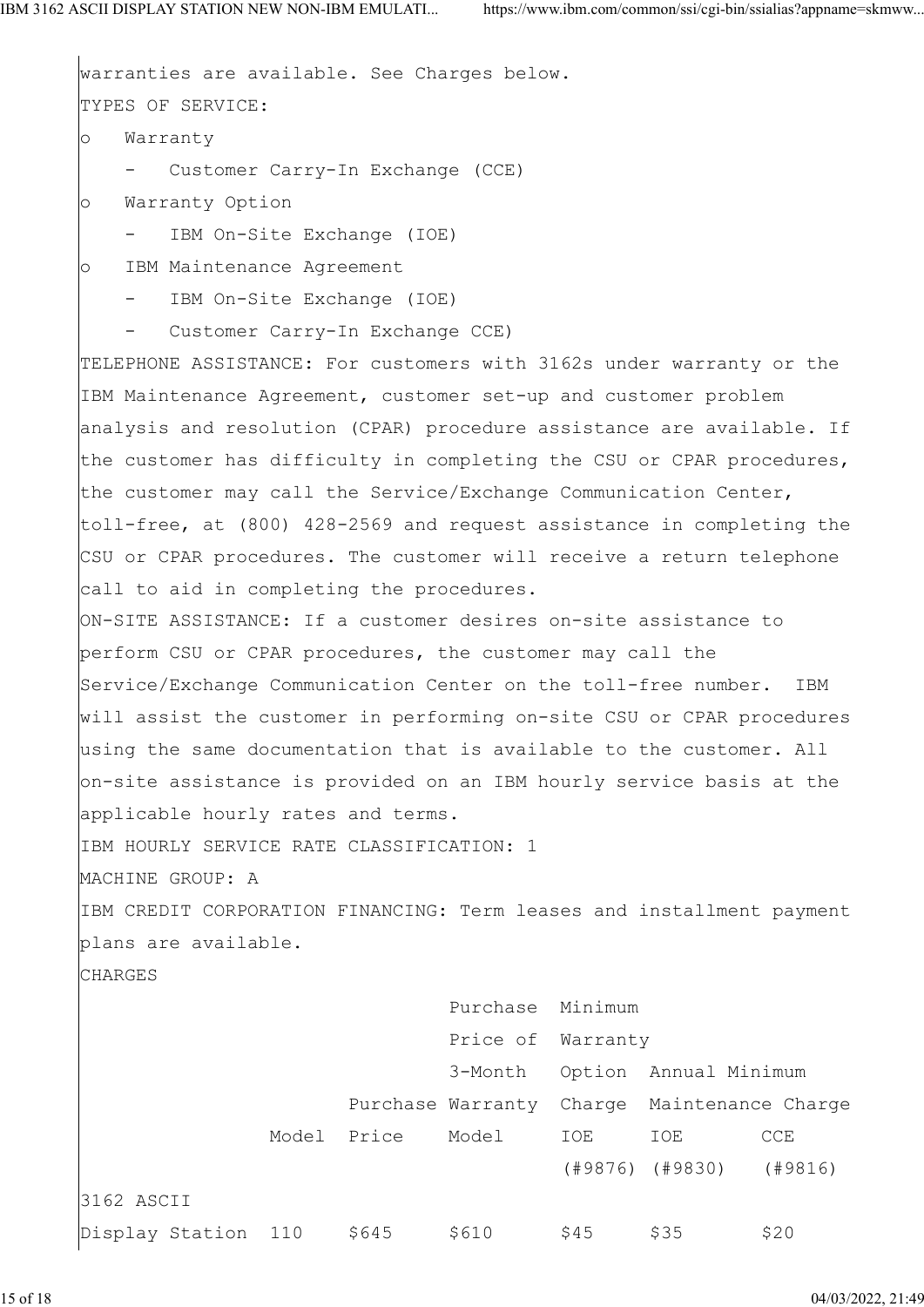warranties are available. See Charges below.

TYPES OF SERVICE:

- Warranty
  - Customer Carry-In Exchange (CCE)
- Warranty Option
  - IBM On-Site Exchange (IOE)
- IBM Maintenance Agreement
  - IBM On-Site Exchange (IOE)
  - Customer Carry-In Exchange CCE)

TELEPHONE ASSISTANCE: For customers with 3162s under warranty or the IBM Maintenance Agreement, customer set-up and customer problem analysis and resolution (CPAR) procedure assistance are available. If the customer has difficulty in completing the CSU or CPAR procedures, the customer may call the Service/Exchange Communication Center, toll-free, at (800) 428-2569 and request assistance in completing the CSU or CPAR procedures. The customer will receive a return telephone call to aid in completing the procedures.

ON-SITE ASSISTANCE: If a customer desires on-site assistance to perform CSU or CPAR procedures, the customer may call the Service/Exchange Communication Center on the toll-free number. IBM will assist the customer in performing on-site CSU or CPAR procedures using the same documentation that is available to the customer. All on-site assistance is provided on an IBM hourly service basis at the applicable hourly rates and terms.

IBM HOURLY SERVICE RATE CLASSIFICATION: 1

MACHINE GROUP: A

IBM CREDIT CORPORATION FINANCING: Term leases and installment payment plans are available.

CHARGES

| | Model | Purchase Price | Purchase Price of 3-Month Warranty Model | Minimum Warranty Option Charge IOE (#9876) | Annual Minimum Maintenance Charge IOE (#9830) | CCE (#9816) |
|---|---|---|---|---|---|---|
| 3162 ASCII Display Station | 110 | $645 | $610 | $45 | $35 | $20 |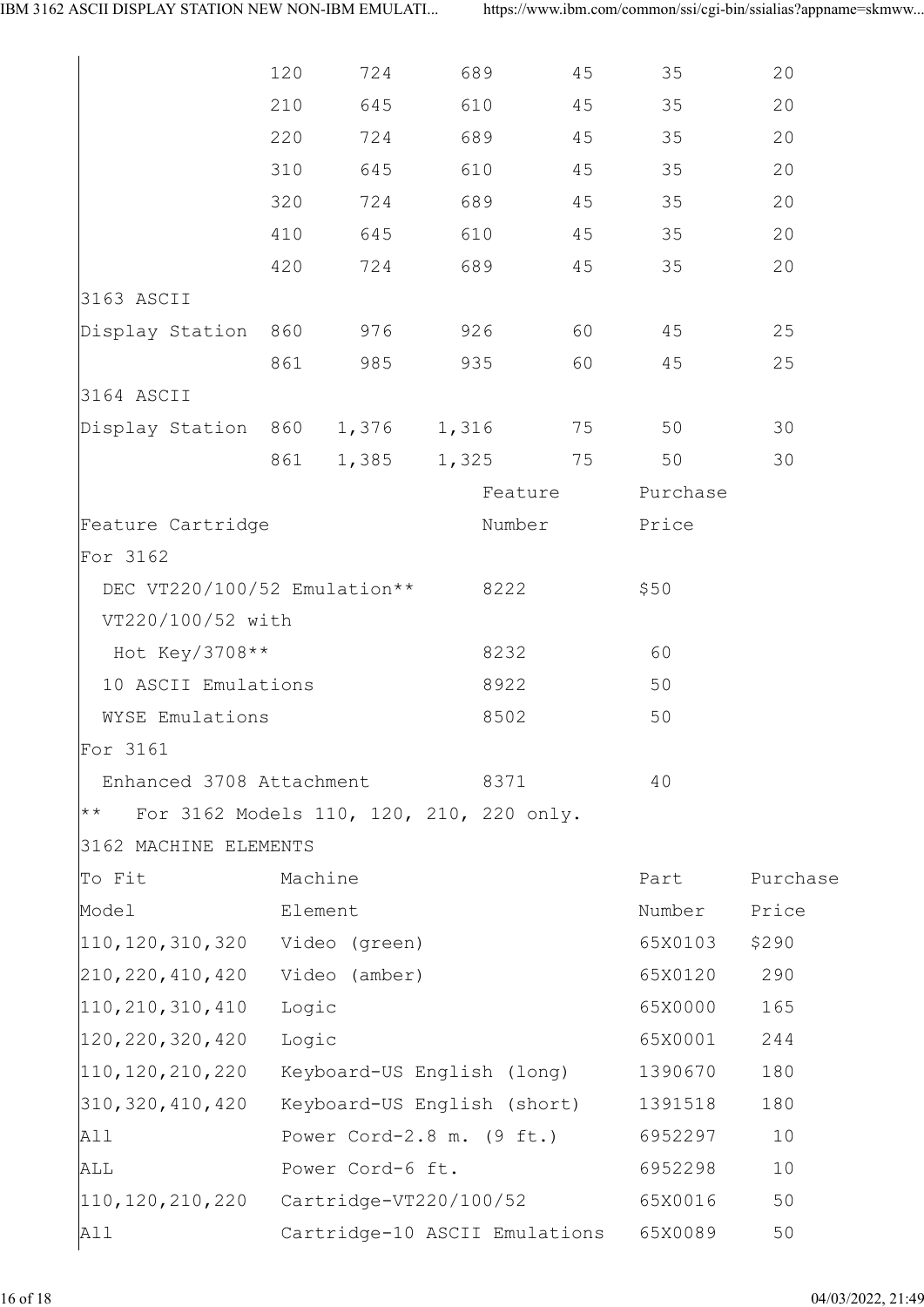| | | | | | | |
|---|---|---|---|---|---|---|
| | 120 | 724 | 689 | 45 | 35 | 20 |
| | 210 | 645 | 610 | 45 | 35 | 20 |
| | 220 | 724 | 689 | 45 | 35 | 20 |
| | 310 | 645 | 610 | 45 | 35 | 20 |
| | 320 | 724 | 689 | 45 | 35 | 20 |
| | 410 | 645 | 610 | 45 | 35 | 20 |
| | 420 | 724 | 689 | 45 | 35 | 20 |
| 3163 ASCII Display Station | 860 | 976 | 926 | 60 | 45 | 25 |
| | 861 | 985 | 935 | 60 | 45 | 25 |
| 3164 ASCII Display Station | 860 | 1,376 | 1,316 | 75 | 50 | 30 |
| | 861 | 1,385 | 1,325 | 75 | 50 | 30 |

| Feature Cartridge | Feature Number | Purchase Price |
|---|---|---|
| For 3162 | | |
| DEC VT220/100/52 Emulation** | 8222 | $50 |
| VT220/100/52 with Hot Key/3708** | 8232 | 60 |
| 10 ASCII Emulations | 8922 | 50 |
| WYSE Emulations | 8502 | 50 |
| For 3161 | | |
| Enhanced 3708 Attachment | 8371 | 40 |

** For 3162 Models 110, 120, 210, 220 only.

3162 MACHINE ELEMENTS

| To Fit Model | Machine Element | Part Number | Purchase Price |
|---|---|---|---|
| 110,120,310,320 | Video (green) | 65X0103 | $290 |
| 210,220,410,420 | Video (amber) | 65X0120 | 290 |
| 110,210,310,410 | Logic | 65X0000 | 165 |
| 120,220,320,420 | Logic | 65X0001 | 244 |
| 110,120,210,220 | Keyboard-US English (long) | 1390670 | 180 |
| 310,320,410,420 | Keyboard-US English (short) | 1391518 | 180 |
| All | Power Cord-2.8 m. (9 ft.) | 6952297 | 10 |
| ALL | Power Cord-6 ft. | 6952298 | 10 |
| 110,120,210,220 | Cartridge-VT220/100/52 | 65X0016 | 50 |
| All | Cartridge-10 ASCII Emulations | 65X0089 | 50 |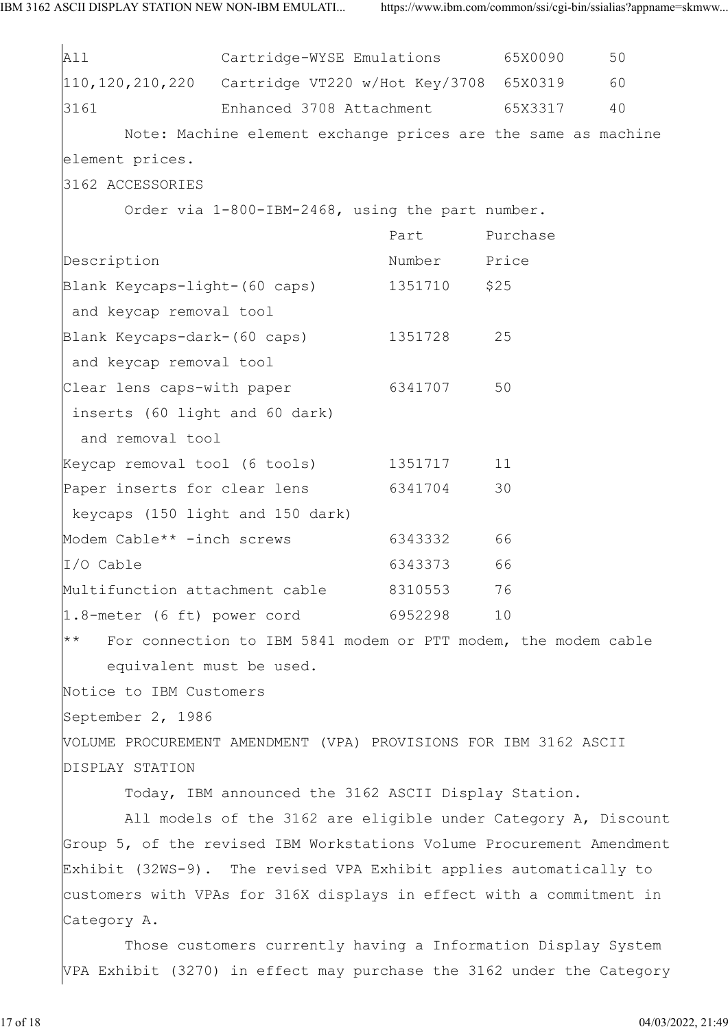| | | | |
|---|---|---|---|
| All | Cartridge-WYSE Emulations | 65X0090 | 50 |
| 110,120,210,220 | Cartridge VT220 w/Hot Key/3708 | 65X0319 | 60 |
| 3161 | Enhanced 3708 Attachment | 65X3317 | 40 |

Note: Machine element exchange prices are the same as machine element prices.

3162 ACCESSORIES

Order via 1-800-IBM-2468, using the part number.

| Description | Part Number | Purchase Price |
|---|---|---|
| Blank Keycaps-light-(60 caps) and keycap removal tool | 1351710 | $25 |
| Blank Keycaps-dark-(60 caps) and keycap removal tool | 1351728 | 25 |
| Clear lens caps-with paper inserts (60 light and 60 dark) and removal tool | 6341707 | 50 |
| Keycap removal tool (6 tools) | 1351717 | 11 |
| Paper inserts for clear lens keycaps (150 light and 150 dark) | 6341704 | 30 |
| Modem Cable** -inch screws | 6343332 | 66 |
| I/O Cable | 6343373 | 66 |
| Multifunction attachment cable | 8310553 | 76 |
| 1.8-meter (6 ft) power cord | 6952298 | 10 |

** For connection to IBM 5841 modem or PTT modem, the modem cable equivalent must be used.

Notice to IBM Customers

September 2, 1986

VOLUME PROCUREMENT AMENDMENT (VPA) PROVISIONS FOR IBM 3162 ASCII DISPLAY STATION

Today, IBM announced the 3162 ASCII Display Station.

All models of the 3162 are eligible under Category A, Discount Group 5, of the revised IBM Workstations Volume Procurement Amendment Exhibit (32WS-9). The revised VPA Exhibit applies automatically to customers with VPAs for 316X displays in effect with a commitment in Category A.

Those customers currently having a Information Display System VPA Exhibit (3270) in effect may purchase the 3162 under the Category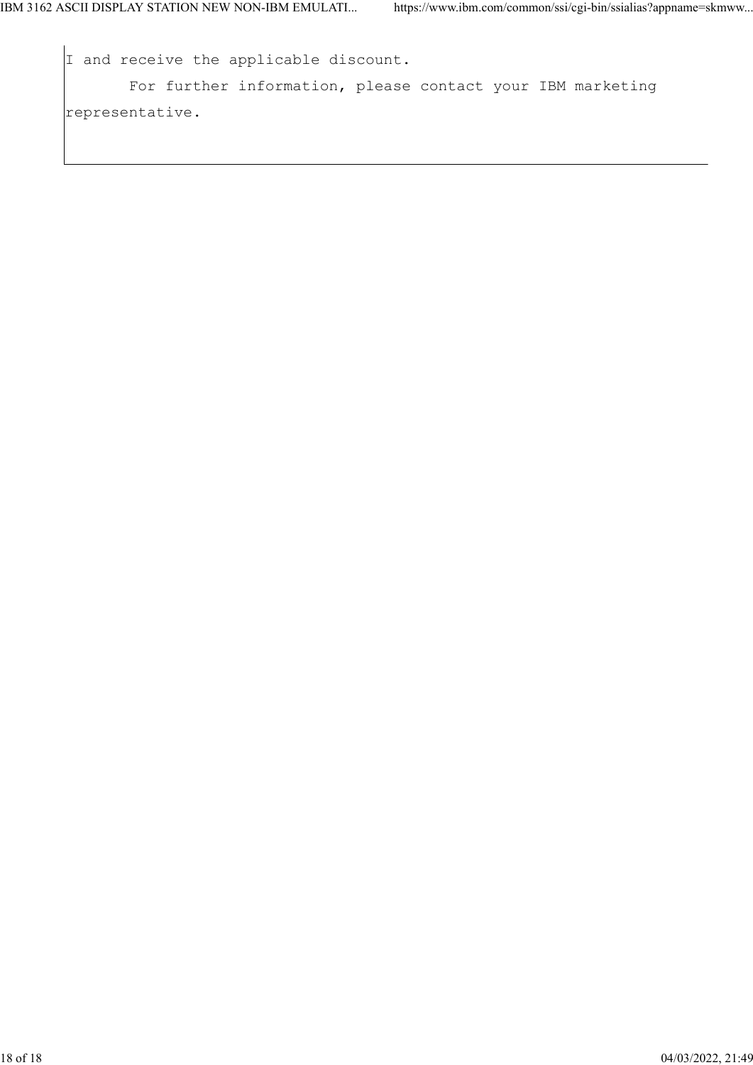I and receive the applicable discount.

For further information, please contact your IBM marketing representative.